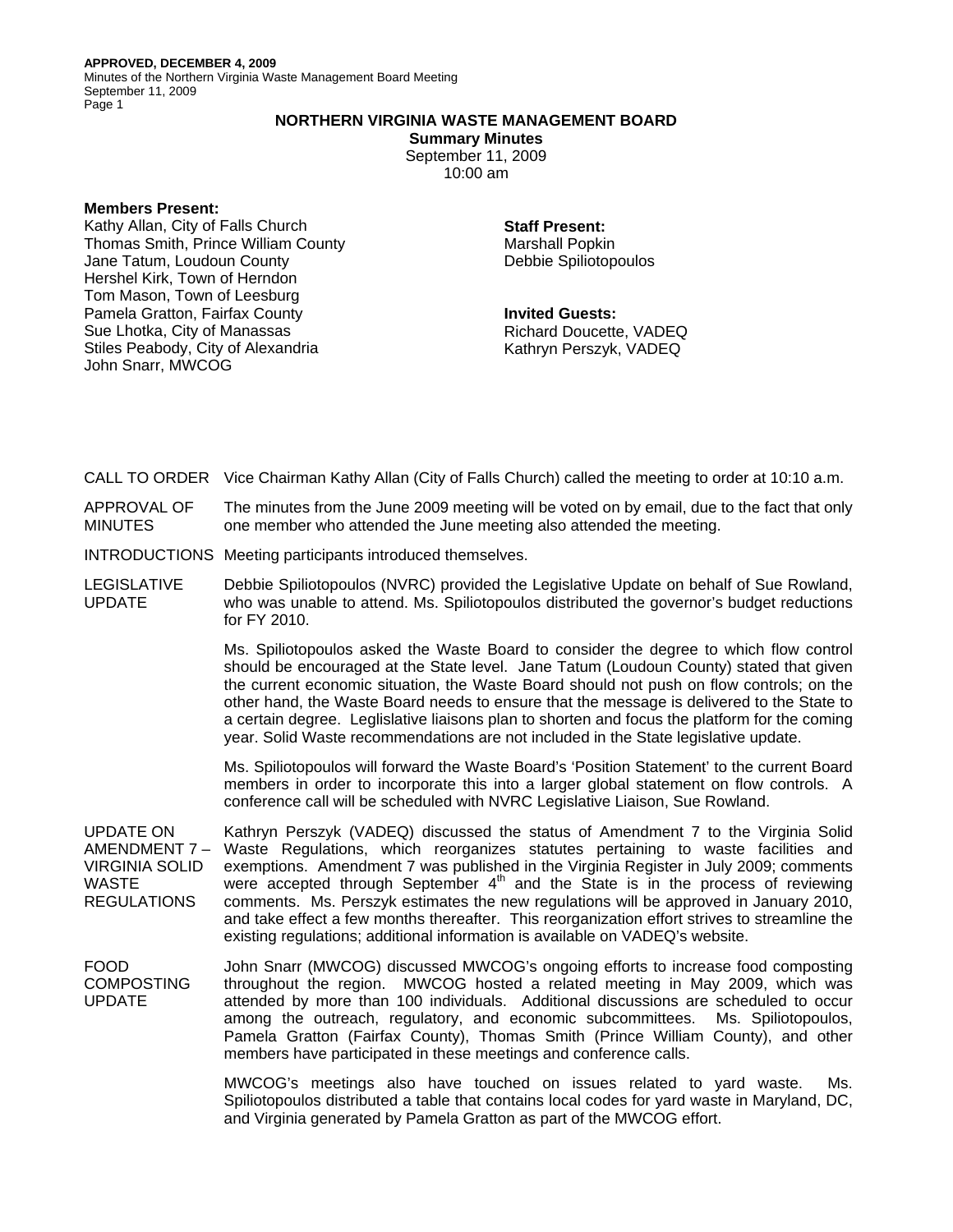**APPROVED, DECEMBER 4, 2009**

# NORTHERN VIRGINIA WASTE MANAGEMENT BOARD

**Summary Minutes**
September 11, 2009
10:00 am

**Members Present:**
Kathy Allan, City of Falls Church
Thomas Smith, Prince William County
Jane Tatum, Loudoun County
Hershel Kirk, Town of Herndon
Tom Mason, Town of Leesburg
Pamela Gratton, Fairfax County
Sue Lhotka, City of Manassas
Stiles Peabody, City of Alexandria
John Snarr, MWCOG

**Staff Present:**
Marshall Popkin
Debbie Spiliotopoulos

**Invited Guests:**
Richard Doucette, VADEQ
Kathryn Perszyk, VADEQ

**CALL TO ORDER**

Vice Chairman Kathy Allan (City of Falls Church) called the meeting to order at 10:10 a.m.

**APPROVAL OF MINUTES**

The minutes from the June 2009 meeting will be voted on by email, due to the fact that only one member who attended the June meeting also attended the meeting.

**INTRODUCTIONS**

Meeting participants introduced themselves.

**LEGISLATIVE UPDATE**

Debbie Spiliotopoulos (NVRC) provided the Legislative Update on behalf of Sue Rowland, who was unable to attend. Ms. Spiliotopoulos distributed the governor's budget reductions for FY 2010.

Ms. Spiliotopoulos asked the Waste Board to consider the degree to which flow control should be encouraged at the State level. Jane Tatum (Loudoun County) stated that given the current economic situation, the Waste Board should not push on flow controls; on the other hand, the Waste Board needs to ensure that the message is delivered to the State to a certain degree. Leglislative liaisons plan to shorten and focus the platform for the coming year. Solid Waste recommendations are not included in the State legislative update.

Ms. Spiliotopoulos will forward the Waste Board's 'Position Statement' to the current Board members in order to incorporate this into a larger global statement on flow controls. A conference call will be scheduled with NVRC Legislative Liaison, Sue Rowland.

**UPDATE ON AMENDMENT 7 – VIRGINIA SOLID WASTE REGULATIONS**

Kathryn Perszyk (VADEQ) discussed the status of Amendment 7 to the Virginia Solid Waste Regulations, which reorganizes statutes pertaining to waste facilities and exemptions. Amendment 7 was published in the Virginia Register in July 2009; comments were accepted through September 4th and the State is in the process of reviewing comments. Ms. Perszyk estimates the new regulations will be approved in January 2010, and take effect a few months thereafter. This reorganization effort strives to streamline the existing regulations; additional information is available on VADEQ's website.

**FOOD COMPOSTING UPDATE**

John Snarr (MWCOG) discussed MWCOG's ongoing efforts to increase food composting throughout the region. MWCOG hosted a related meeting in May 2009, which was attended by more than 100 individuals. Additional discussions are scheduled to occur among the outreach, regulatory, and economic subcommittees. Ms. Spiliotopoulos, Pamela Gratton (Fairfax County), Thomas Smith (Prince William County), and other members have participated in these meetings and conference calls.

MWCOG's meetings also have touched on issues related to yard waste. Ms. Spiliotopoulos distributed a table that contains local codes for yard waste in Maryland, DC, and Virginia generated by Pamela Gratton as part of the MWCOG effort.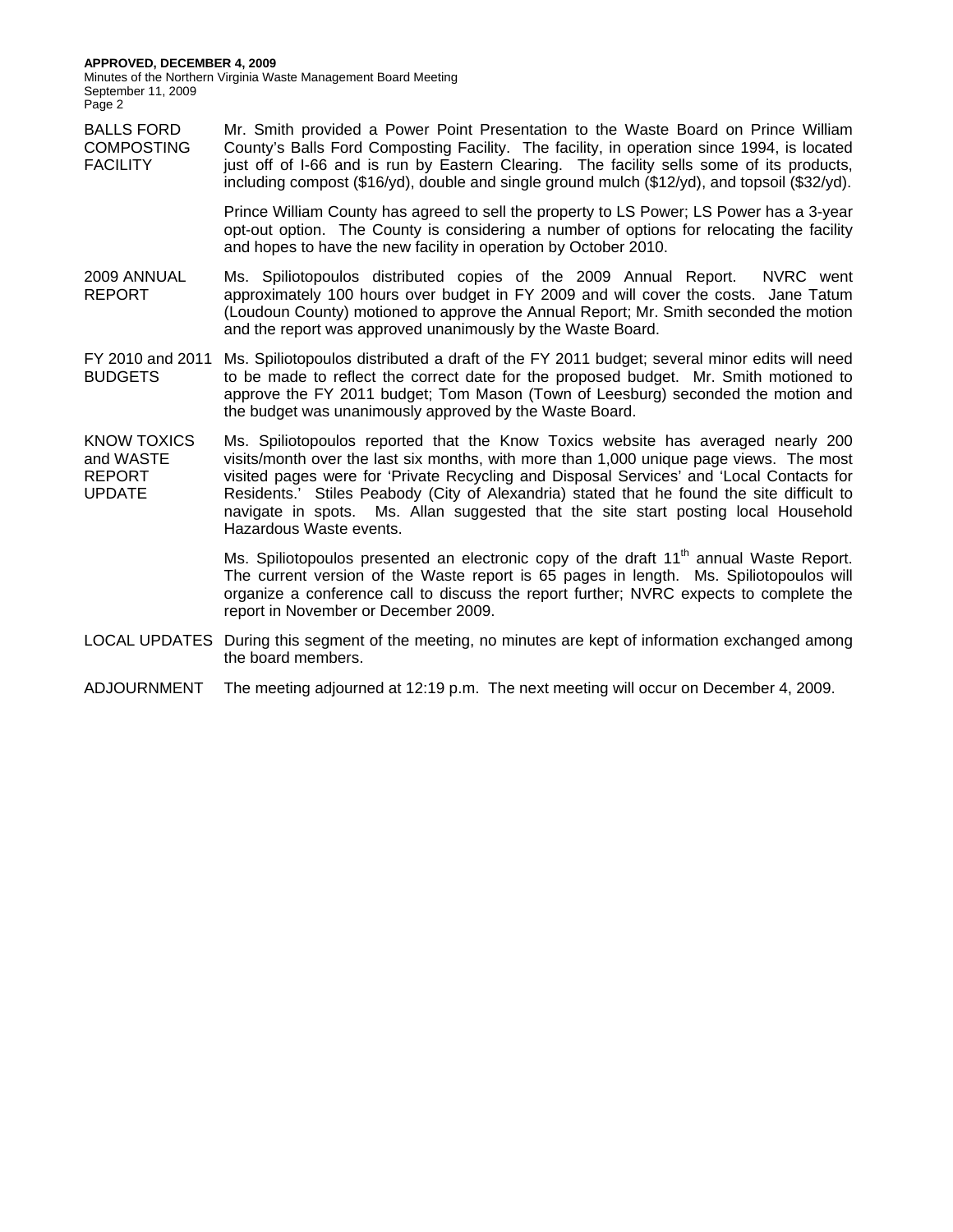| | |
|---|---|
| BALLS FORD COMPOSTING FACILITY | Mr. Smith provided a Power Point Presentation to the Waste Board on Prince William County's Balls Ford Composting Facility. The facility, in operation since 1994, is located just off of I-66 and is run by Eastern Clearing. The facility sells some of its products, including compost ($16/yd), double and single ground mulch ($12/yd), and topsoil ($32/yd).<br><br>Prince William County has agreed to sell the property to LS Power; LS Power has a 3-year opt-out option. The County is considering a number of options for relocating the facility and hopes to have the new facility in operation by October 2010. |
| 2009 ANNUAL REPORT | Ms. Spiliotopoulos distributed copies of the 2009 Annual Report. NVRC went approximately 100 hours over budget in FY 2009 and will cover the costs. Jane Tatum (Loudoun County) motioned to approve the Annual Report; Mr. Smith seconded the motion and the report was approved unanimously by the Waste Board. |
| FY 2010 and 2011 BUDGETS | Ms. Spiliotopoulos distributed a draft of the FY 2011 budget; several minor edits will need to be made to reflect the correct date for the proposed budget. Mr. Smith motioned to approve the FY 2011 budget; Tom Mason (Town of Leesburg) seconded the motion and the budget was unanimously approved by the Waste Board. |
| KNOW TOXICS and WASTE REPORT UPDATE | Ms. Spiliotopoulos reported that the Know Toxics website has averaged nearly 200 visits/month over the last six months, with more than 1,000 unique page views. The most visited pages were for 'Private Recycling and Disposal Services' and 'Local Contacts for Residents.' Stiles Peabody (City of Alexandria) stated that he found the site difficult to navigate in spots. Ms. Allan suggested that the site start posting local Household Hazardous Waste events.<br><br>Ms. Spiliotopoulos presented an electronic copy of the draft 11th annual Waste Report. The current version of the Waste report is 65 pages in length. Ms. Spiliotopoulos will organize a conference call to discuss the report further; NVRC expects to complete the report in November or December 2009. |
| LOCAL UPDATES | During this segment of the meeting, no minutes are kept of information exchanged among the board members. |
| ADJOURNMENT | The meeting adjourned at 12:19 p.m. The next meeting will occur on December 4, 2009. |